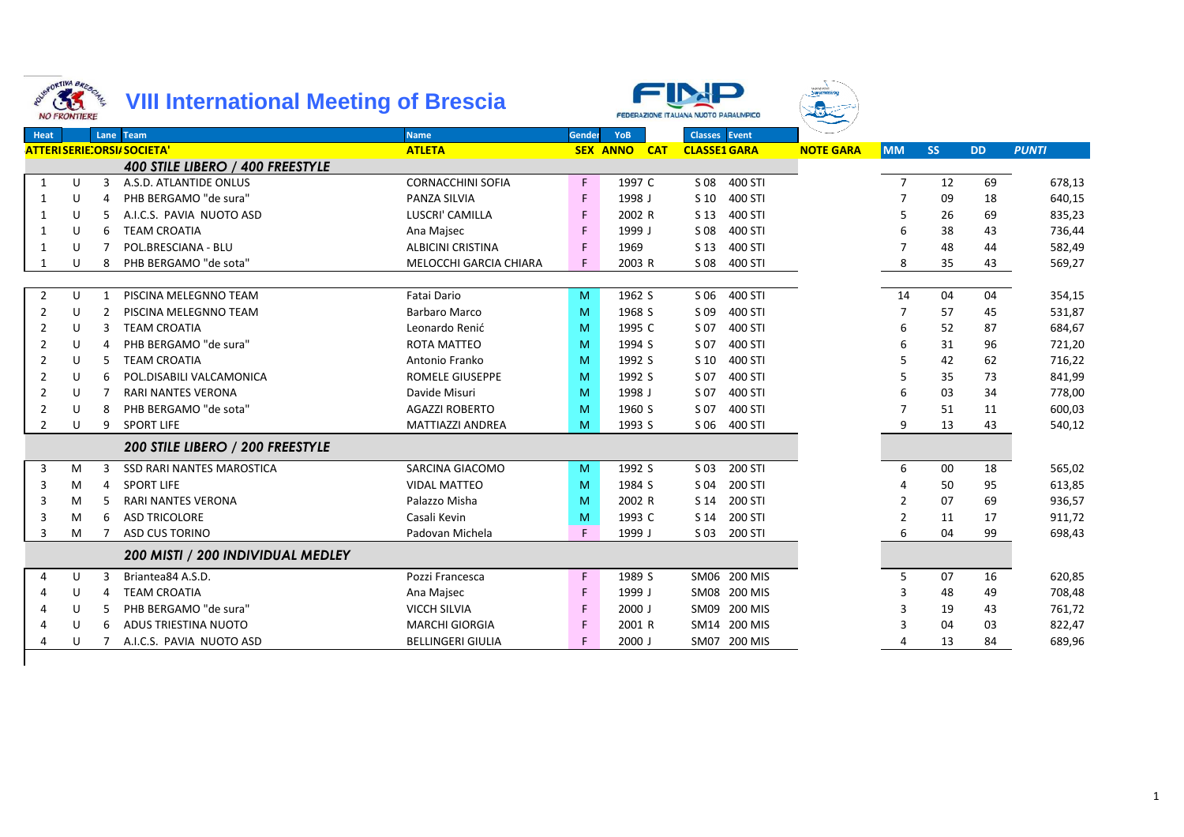# VIII International Meeting of Brescia

FEDERAZIONE ITALIANA NUOTO PARALIMPICO

| Heat | | Lane | Team | Name | Gender | YoB | | Classes | Event | | | | | |
|---|---|---|---|---|---|---|---|---|---|---|---|---|---|---|
| ATTERI | SERIE | CORSI | SOCIETA' | ATLETA | SEX | ANNO | CAT | CLASSE1 | GARA | NOTE GARA | MM | SS | DD | PUNTI |
| | | | **400 STILE LIBERO / 400 FREESTYLE** | | | | | | | | | | | |
| 1 | U | 3 | A.S.D. ATLANTIDE ONLUS | CORNACCHINI SOFIA | F | 1997 | C | S 08 | 400 STI | | 7 | 12 | 69 | 678,13 |
| 1 | U | 4 | PHB BERGAMO "de sura" | PANZA SILVIA | F | 1998 | J | S 10 | 400 STI | | 7 | 09 | 18 | 640,15 |
| 1 | U | 5 | A.I.C.S. PAVIA NUOTO ASD | LUSCRI' CAMILLA | F | 2002 | R | S 13 | 400 STI | | 5 | 26 | 69 | 835,23 |
| 1 | U | 6 | TEAM CROATIA | Ana Majsec | F | 1999 | J | S 08 | 400 STI | | 6 | 38 | 43 | 736,44 |
| 1 | U | 7 | POL.BRESCIANA - BLU | ALBICINI CRISTINA | F | 1969 | | S 13 | 400 STI | | 7 | 48 | 44 | 582,49 |
| 1 | U | 8 | PHB BERGAMO "de sota" | MELOCCHI GARCIA CHIARA | F | 2003 | R | S 08 | 400 STI | | 8 | 35 | 43 | 569,27 |
| 2 | U | 1 | PISCINA MELEGNNO TEAM | Fatai Dario | M | 1962 | S | S 06 | 400 STI | | 14 | 04 | 04 | 354,15 |
| 2 | U | 2 | PISCINA MELEGNNO TEAM | Barbaro Marco | M | 1968 | S | S 09 | 400 STI | | 7 | 57 | 45 | 531,87 |
| 2 | U | 3 | TEAM CROATIA | Leonardo Renić | M | 1995 | C | S 07 | 400 STI | | 6 | 52 | 87 | 684,67 |
| 2 | U | 4 | PHB BERGAMO "de sura" | ROTA MATTEO | M | 1994 | S | S 07 | 400 STI | | 6 | 31 | 96 | 721,20 |
| 2 | U | 5 | TEAM CROATIA | Antonio Franko | M | 1992 | S | S 10 | 400 STI | | 5 | 42 | 62 | 716,22 |
| 2 | U | 6 | POL.DISABILI VALCAMONICA | ROMELE GIUSEPPE | M | 1992 | S | S 07 | 400 STI | | 5 | 35 | 73 | 841,99 |
| 2 | U | 7 | RARI NANTES VERONA | Davide Misuri | M | 1998 | J | S 07 | 400 STI | | 6 | 03 | 34 | 778,00 |
| 2 | U | 8 | PHB BERGAMO "de sota" | AGAZZI ROBERTO | M | 1960 | S | S 07 | 400 STI | | 7 | 51 | 11 | 600,03 |
| 2 | U | 9 | SPORT LIFE | MATTIAZZI ANDREA | M | 1993 | S | S 06 | 400 STI | | 9 | 13 | 43 | 540,12 |
| | | | **200 STILE LIBERO / 200 FREESTYLE** | | | | | | | | | | | |
| 3 | M | 3 | SSD RARI NANTES MAROSTICA | SARCINA GIACOMO | M | 1992 | S | S 03 | 200 STI | | 6 | 00 | 18 | 565,02 |
| 3 | M | 4 | SPORT LIFE | VIDAL MATTEO | M | 1984 | S | S 04 | 200 STI | | 4 | 50 | 95 | 613,85 |
| 3 | M | 5 | RARI NANTES VERONA | Palazzo Misha | M | 2002 | R | S 14 | 200 STI | | 2 | 07 | 69 | 936,57 |
| 3 | M | 6 | ASD TRICOLORE | Casali Kevin | M | 1993 | C | S 14 | 200 STI | | 2 | 11 | 17 | 911,72 |
| 3 | M | 7 | ASD CUS TORINO | Padovan Michela | F | 1999 | J | S 03 | 200 STI | | 6 | 04 | 99 | 698,43 |
| | | | **200 MISTI / 200 INDIVIDUAL MEDLEY** | | | | | | | | | | | |
| 4 | U | 3 | Briantea84 A.S.D. | Pozzi Francesca | F | 1989 | S | SM06 | 200 MIS | | 5 | 07 | 16 | 620,85 |
| 4 | U | 4 | TEAM CROATIA | Ana Majsec | F | 1999 | J | SM08 | 200 MIS | | 3 | 48 | 49 | 708,48 |
| 4 | U | 5 | PHB BERGAMO "de sura" | VICCH SILVIA | F | 2000 | J | SM09 | 200 MIS | | 3 | 19 | 43 | 761,72 |
| 4 | U | 6 | ADUS TRIESTINA NUOTO | MARCHI GIORGIA | F | 2001 | R | SM14 | 200 MIS | | 3 | 04 | 03 | 822,47 |
| 4 | U | 7 | A.I.C.S. PAVIA NUOTO ASD | BELLINGERI GIULIA | F | 2000 | J | SM07 | 200 MIS | | 4 | 13 | 84 | 689,96 |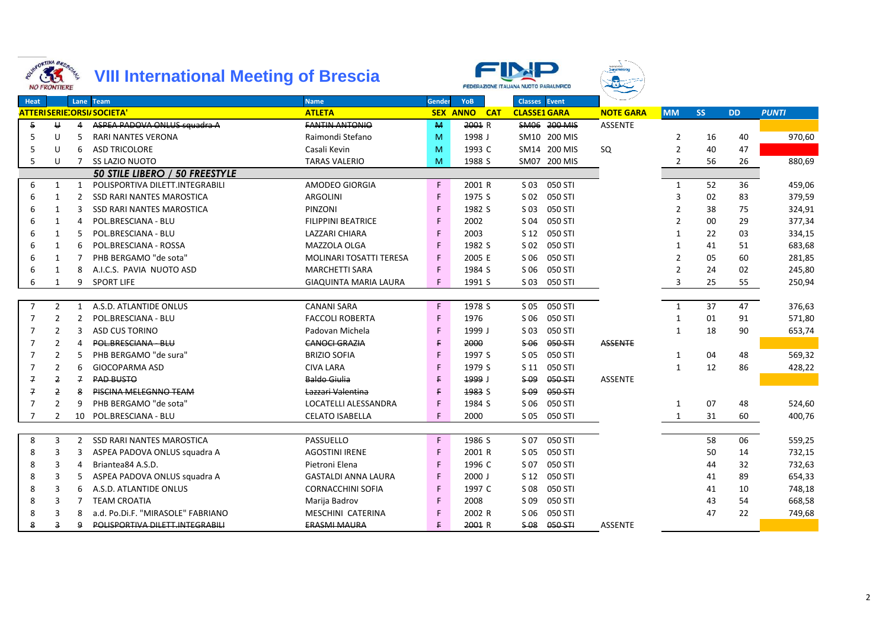# VIII International Meeting of Brescia

| Heat | | Lane | Team | Name | Gender | YoB | | Classes | Event | | | | | |
|---|---|---|---|---|---|---|---|---|---|---|---|---|---|---|
| ATTERIE | SERIE | CORSIA | SOCIETA' | ATLETA | SEX | ANNO | CAT | CLASSE | 1 GARA | NOTE GARA | MM | SS | DD | PUNTI |
| ~~5~~ | ~~U~~ | ~~4~~ | ~~ASPEA PADOVA ONLUS squadra A~~ | ~~FANTIN ANTONIO~~ | ~~M~~ | ~~2001~~ | R | ~~SM06~~ | ~~200 MIS~~ | ASSENTE | | | | |
| 5 | U | 5 | RARI NANTES VERONA | Raimondi Stefano | M | 1998 | J | SM10 | 200 MIS | | 2 | 16 | 40 | 970,60 |
| 5 | U | 6 | ASD TRICOLORE | Casali Kevin | M | 1993 | C | SM14 | 200 MIS | SQ | 2 | 40 | 47 | |
| 5 | U | 7 | SS LAZIO NUOTO | TARAS VALERIO | M | 1988 | S | SM07 | 200 MIS | | 2 | 56 | 26 | 880,69 |
| | | | ***50 STILE LIBERO / 50 FREESTYLE*** | | | | | | | | | | | |
| 6 | 1 | 1 | POLISPORTIVA DILETT.INTEGRABILI | AMODEO GIORGIA | F | 2001 | R | S 03 | 050 STI | | 1 | 52 | 36 | 459,06 |
| 6 | 1 | 2 | SSD RARI NANTES MAROSTICA | ARGOLINI | F | 1975 | S | S 02 | 050 STI | | 3 | 02 | 83 | 379,59 |
| 6 | 1 | 3 | SSD RARI NANTES MAROSTICA | PINZONI | F | 1982 | S | S 03 | 050 STI | | 2 | 38 | 75 | 324,91 |
| 6 | 1 | 4 | POL.BRESCIANA - BLU | FILIPPINI BEATRICE | F | 2002 | | S 04 | 050 STI | | 2 | 00 | 29 | 377,34 |
| 6 | 1 | 5 | POL.BRESCIANA - BLU | LAZZARI CHIARA | F | 2003 | | S 12 | 050 STI | | 1 | 22 | 03 | 334,15 |
| 6 | 1 | 6 | POL.BRESCIANA - ROSSA | MAZZOLA OLGA | F | 1982 | S | S 02 | 050 STI | | 1 | 41 | 51 | 683,68 |
| 6 | 1 | 7 | PHB BERGAMO "de sota" | MOLINARI TOSATTI TERESA | F | 2005 | E | S 06 | 050 STI | | 2 | 05 | 60 | 281,85 |
| 6 | 1 | 8 | A.I.C.S. PAVIA NUOTO ASD | MARCHETTI SARA | F | 1984 | S | S 06 | 050 STI | | 2 | 24 | 02 | 245,80 |
| 6 | 1 | 9 | SPORT LIFE | GIAQUINTA MARIA LAURA | F | 1991 | S | S 03 | 050 STI | | 3 | 25 | 55 | 250,94 |
| 7 | 2 | 1 | A.S.D. ATLANTIDE ONLUS | CANANI SARA | F | 1978 | S | S 05 | 050 STI | | 1 | 37 | 47 | 376,63 |
| 7 | 2 | 2 | POL.BRESCIANA - BLU | FACCOLI ROBERTA | F | 1976 | | S 06 | 050 STI | | 1 | 01 | 91 | 571,80 |
| 7 | 2 | 3 | ASD CUS TORINO | Padovan Michela | F | 1999 | J | S 03 | 050 STI | | 1 | 18 | 90 | 653,74 |
| 7 | 2 | 4 | ~~POL.BRESCIANA - BLU~~ | ~~CANOCI GRAZIA~~ | ~~F~~ | ~~2000~~ | | ~~S 06~~ | ~~050 STI~~ | ~~ASSENTE~~ | | | | |
| 7 | 2 | 5 | PHB BERGAMO "de sura" | BRIZIO SOFIA | F | 1997 | S | S 05 | 050 STI | | 1 | 04 | 48 | 569,32 |
| 7 | 2 | 6 | GIOCOPARMA ASD | CIVA LARA | F | 1979 | S | S 11 | 050 STI | | 1 | 12 | 86 | 428,22 |
| ~~7~~ | ~~2~~ | ~~7~~ | ~~PAD BUSTO~~ | ~~Baldo Giulia~~ | ~~F~~ | ~~1999~~ | J | ~~S 09~~ | ~~050 STI~~ | ASSENTE | | | | |
| ~~7~~ | ~~2~~ | ~~8~~ | ~~PISCINA MELEGNANO TEAM~~ | ~~Lazzari Valentina~~ | ~~F~~ | ~~1983~~ | S | ~~S 09~~ | ~~050 STI~~ | | | | | |
| 7 | 2 | 9 | PHB BERGAMO "de sota" | LOCATELLI ALESSANDRA | F | 1984 | S | S 06 | 050 STI | | 1 | 07 | 48 | 524,60 |
| 7 | 2 | 10 | POL.BRESCIANA - BLU | CELATO ISABELLA | F | 2000 | | S 05 | 050 STI | | 1 | 31 | 60 | 400,76 |
| 8 | 3 | 2 | SSD RARI NANTES MAROSTICA | PASSUELLO | F | 1986 | S | S 07 | 050 STI | | | 58 | 06 | 559,25 |
| 8 | 3 | 3 | ASPEA PADOVA ONLUS squadra A | AGOSTINI IRENE | F | 2001 | R | S 05 | 050 STI | | | 50 | 14 | 732,15 |
| 8 | 3 | 4 | Briantea84 A.S.D. | Pietroni Elena | F | 1996 | C | S 07 | 050 STI | | | 44 | 32 | 732,63 |
| 8 | 3 | 5 | ASPEA PADOVA ONLUS squadra A | GASTALDI ANNA LAURA | F | 2000 | J | S 12 | 050 STI | | | 41 | 89 | 654,33 |
| 8 | 3 | 6 | A.S.D. ATLANTIDE ONLUS | CORNACCHINI SOFIA | F | 1997 | C | S 08 | 050 STI | | | 41 | 10 | 748,18 |
| 8 | 3 | 7 | TEAM CROATIA | Marija Badrov | F | 2008 | | S 09 | 050 STI | | | 43 | 54 | 668,58 |
| 8 | 3 | 8 | a.d. Po.Di.F. "MIRASOLE" FABRIANO | MESCHINI CATERINA | F | 2002 | R | S 06 | 050 STI | | | 47 | 22 | 749,68 |
| ~~8~~ | ~~3~~ | ~~9~~ | ~~POLISPORTIVA DILETT.INTEGRABILI~~ | ~~ERASMI MAURA~~ | ~~F~~ | ~~2001~~ | R | ~~S 08~~ | ~~050 STI~~ | ASSENTE | | | | |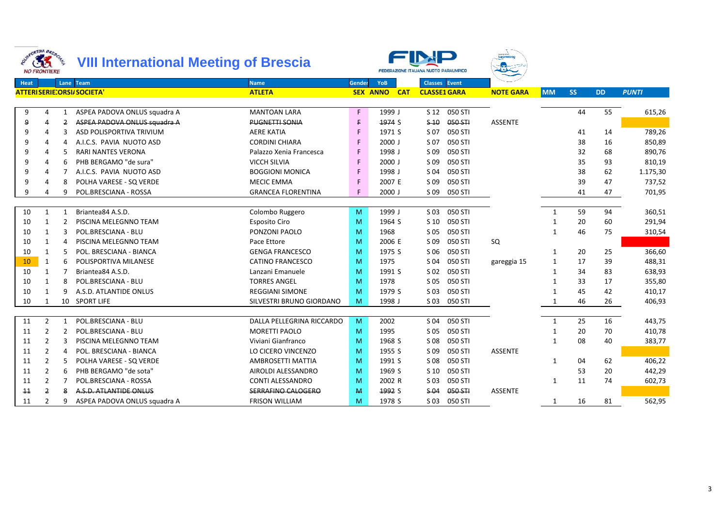# VIII International Meeting of Brescia

FEDERAZIONE ITALIANA NUOTO PARALIMPICO

| Heat | | Lane | Team | Name | Gender | YoB | | Classes | Event | | | | | |
|---|---|---|---|---|---|---|---|---|---|---|---|---|---|---|
| ATTERI | SERIE | CORSIA | SOCIETA' | ATLETA | SEX | ANNO | CAT | CLASSE1 | GARA | NOTE GARA | MM | SS | DD | PUNTI |
| 9 | 4 | 1 | ASPEA PADOVA ONLUS squadra A | MANTOAN LARA | F | 1999 | J | S 12 | 050 STI | | | 44 | 55 | 615,26 |
| ~~9~~ | ~~4~~ | ~~2~~ | ~~ASPEA PADOVA ONLUS squadra A~~ | ~~PUGNETTI SONIA~~ | ~~F~~ | ~~1974~~ | S | ~~S 10~~ | ~~050 STI~~ | ASSENTE | | | | |
| 9 | 4 | 3 | ASD POLISPORTIVA TRIVIUM | AERE KATIA | F | 1971 | S | S 07 | 050 STI | | | 41 | 14 | 789,26 |
| 9 | 4 | 4 | A.I.C.S. PAVIA NUOTO ASD | CORDINI CHIARA | F | 2000 | J | S 07 | 050 STI | | | 38 | 16 | 850,89 |
| 9 | 4 | 5 | RARI NANTES VERONA | Palazzo Xenia Francesca | F | 1998 | J | S 09 | 050 STI | | | 32 | 68 | 890,76 |
| 9 | 4 | 6 | PHB BERGAMO "de sura" | VICCH SILVIA | F | 2000 | J | S 09 | 050 STI | | | 35 | 93 | 810,19 |
| 9 | 4 | 7 | A.I.C.S. PAVIA NUOTO ASD | BOGGIONI MONICA | F | 1998 | J | S 04 | 050 STI | | | 38 | 62 | 1.175,30 |
| 9 | 4 | 8 | POLHA VARESE - SQ VERDE | MECIC EMMA | F | 2007 | E | S 09 | 050 STI | | | 39 | 47 | 737,52 |
| 9 | 4 | 9 | POL.BRESCIANA - ROSSA | GRANCEA FLORENTINA | F | 2000 | J | S 09 | 050 STI | | | 41 | 47 | 701,95 |
| 10 | 1 | 1 | Briantea84 A.S.D. | Colombo Ruggero | M | 1999 | J | S 03 | 050 STI | | 1 | 59 | 94 | 360,51 |
| 10 | 1 | 2 | PISCINA MELEGNNO TEAM | Esposito Ciro | M | 1964 | S | S 10 | 050 STI | | 1 | 20 | 60 | 291,94 |
| 10 | 1 | 3 | POL.BRESCIANA - BLU | PONZONI PAOLO | M | 1968 | | S 05 | 050 STI | | 1 | 46 | 75 | 310,54 |
| 10 | 1 | 4 | PISCINA MELEGNNO TEAM | Pace Ettore | M | 2006 | E | S 09 | 050 STI | SQ | | | | |
| 10 | 1 | 5 | POL. BRESCIANA - BIANCA | GENGA FRANCESCO | M | 1975 | S | S 06 | 050 STI | | 1 | 20 | 25 | 366,60 |
| 10 | 1 | 6 | POLISPORTIVA MILANESE | CATINO FRANCESCO | M | 1975 | | S 04 | 050 STI | gareggia 15 | 1 | 17 | 39 | 488,31 |
| 10 | 1 | 7 | Briantea84 A.S.D. | Lanzani Emanuele | M | 1991 | S | S 02 | 050 STI | | 1 | 34 | 83 | 638,93 |
| 10 | 1 | 8 | POL.BRESCIANA - BLU | TORRES ANGEL | M | 1978 | | S 05 | 050 STI | | 1 | 33 | 17 | 355,80 |
| 10 | 1 | 9 | A.S.D. ATLANTIDE ONLUS | REGGIANI SIMONE | M | 1979 | S | S 03 | 050 STI | | 1 | 45 | 42 | 410,17 |
| 10 | 1 | 10 | SPORT LIFE | SILVESTRI BRUNO GIORDANO | M | 1998 | J | S 03 | 050 STI | | 1 | 46 | 26 | 406,93 |
| 11 | 2 | 1 | POL.BRESCIANA - BLU | DALLA PELLEGRINA RICCARDO | M | 2002 | | S 04 | 050 STI | | 1 | 25 | 16 | 443,75 |
| 11 | 2 | 2 | POL.BRESCIANA - BLU | MORETTI PAOLO | M | 1995 | | S 05 | 050 STI | | 1 | 20 | 70 | 410,78 |
| 11 | 2 | 3 | PISCINA MELEGNNO TEAM | Viviani Gianfranco | M | 1968 | S | S 08 | 050 STI | | 1 | 08 | 40 | 383,77 |
| 11 | 2 | 4 | POL. BRESCIANA - BIANCA | LO CICERO VINCENZO | M | 1955 | S | S 09 | 050 STI | ASSENTE | | | | |
| 11 | 2 | 5 | POLHA VARESE - SQ VERDE | AMBROSETTI MATTIA | M | 1991 | S | S 08 | 050 STI | | 1 | 04 | 62 | 406,22 |
| 11 | 2 | 6 | PHB BERGAMO "de sota" | AIROLDI ALESSANDRO | M | 1969 | S | S 10 | 050 STI | | | 53 | 20 | 442,29 |
| 11 | 2 | 7 | POL.BRESCIANA - ROSSA | CONTI ALESSANDRO | M | 2002 | R | S 03 | 050 STI | | 1 | 11 | 74 | 602,73 |
| ~~11~~ | ~~2~~ | ~~8~~ | ~~A.S.D. ATLANTIDE ONLUS~~ | ~~SERRAFINO CALOGERO~~ | ~~M~~ | ~~1992~~ | S | ~~S 04~~ | ~~050 STI~~ | ASSENTE | | | | |
| 11 | 2 | 9 | ASPEA PADOVA ONLUS squadra A | FRISON WILLIAM | M | 1978 | S | S 03 | 050 STI | | 1 | 16 | 81 | 562,95 |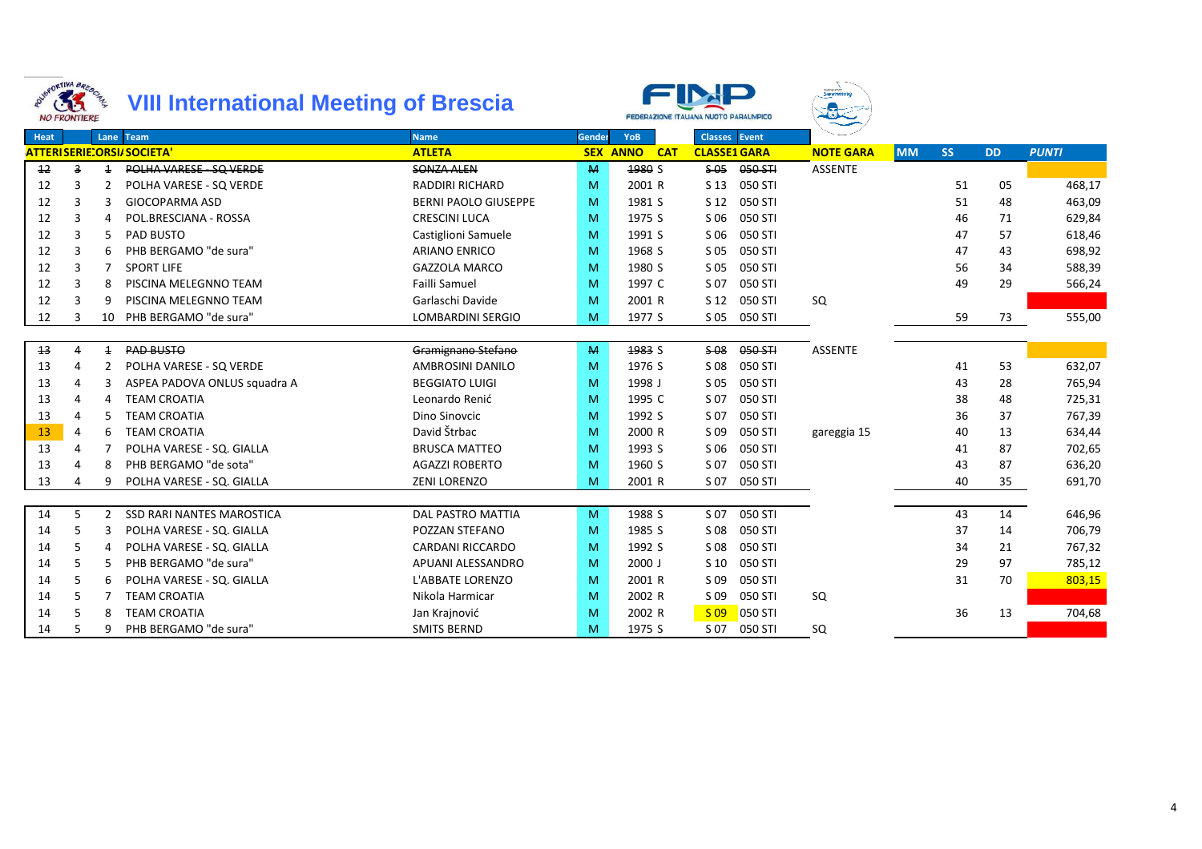# VIII International Meeting of Brescia

| Heat | | Lane | Team | Name | Gender | YoB | | Classes | Event | | | | | |
|---|---|---|---|---|---|---|---|---|---|---|---|---|---|---|
| ATTERI | SERIE | CORSIA | SOCIETA' | ATLETA | SEX | ANNO | CAT | CLASSE1 | GARA | NOTE GARA | MM | SS | DD | *PUNTI* |
| ~~12~~ | ~~3~~ | ~~1~~ | ~~POLHA VARESE - SQ VERDE~~ | ~~SONZA ALEN~~ | ~~M~~ | ~~1980~~ | S | ~~S 05~~ | ~~050 STI~~ | ASSENTE | | | | |
| 12 | 3 | 2 | POLHA VARESE - SQ VERDE | RADDIRI RICHARD | M | 2001 | R | S 13 | 050 STI | | | 51 | 05 | 468,17 |
| 12 | 3 | 3 | GIOCOPARMA ASD | BERNI PAOLO GIUSEPPE | M | 1981 | S | S 12 | 050 STI | | | 51 | 48 | 463,09 |
| 12 | 3 | 4 | POL.BRESCIANA - ROSSA | CRESCINI LUCA | M | 1975 | S | S 06 | 050 STI | | | 46 | 71 | 629,84 |
| 12 | 3 | 5 | PAD BUSTO | Castiglioni Samuele | M | 1991 | S | S 06 | 050 STI | | | 47 | 57 | 618,46 |
| 12 | 3 | 6 | PHB BERGAMO "de sura" | ARIANO ENRICO | M | 1968 | S | S 05 | 050 STI | | | 47 | 43 | 698,92 |
| 12 | 3 | 7 | SPORT LIFE | GAZZOLA MARCO | M | 1980 | S | S 05 | 050 STI | | | 56 | 34 | 588,39 |
| 12 | 3 | 8 | PISCINA MELEGNNO TEAM | Failli Samuel | M | 1997 | C | S 07 | 050 STI | | | 49 | 29 | 566,24 |
| 12 | 3 | 9 | PISCINA MELEGNNO TEAM | Garlaschi Davide | M | 2001 | R | S 12 | 050 STI | SQ | | | | |
| 12 | 3 | 10 | PHB BERGAMO "de sura" | LOMBARDINI SERGIO | M | 1977 | S | S 05 | 050 STI | | | 59 | 73 | 555,00 |
| ~~13~~ | ~~4~~ | ~~1~~ | ~~PAD BUSTO~~ | ~~Gramignano Stefano~~ | ~~M~~ | ~~1983~~ | S | ~~S 08~~ | ~~050 STI~~ | ASSENTE | | | | |
| 13 | 4 | 2 | POLHA VARESE - SQ VERDE | AMBROSINI DANILO | M | 1976 | S | S 08 | 050 STI | | | 41 | 53 | 632,07 |
| 13 | 4 | 3 | ASPEA PADOVA ONLUS squadra A | BEGGIATO LUIGI | M | 1998 | J | S 05 | 050 STI | | | 43 | 28 | 765,94 |
| 13 | 4 | 4 | TEAM CROATIA | Leonardo Renić | M | 1995 | C | S 07 | 050 STI | | | 38 | 48 | 725,31 |
| 13 | 4 | 5 | TEAM CROATIA | Dino Sinovcic | M | 1992 | S | S 07 | 050 STI | | | 36 | 37 | 767,39 |
| 13 | 4 | 6 | TEAM CROATIA | David Štrbac | M | 2000 | R | S 09 | 050 STI | gareggia 15 | | 40 | 13 | 634,44 |
| 13 | 4 | 7 | POLHA VARESE - SQ. GIALLA | BRUSCA MATTEO | M | 1993 | S | S 06 | 050 STI | | | 41 | 87 | 702,65 |
| 13 | 4 | 8 | PHB BERGAMO "de sota" | AGAZZI ROBERTO | M | 1960 | S | S 07 | 050 STI | | | 43 | 87 | 636,20 |
| 13 | 4 | 9 | POLHA VARESE - SQ. GIALLA | ZENI LORENZO | M | 2001 | R | S 07 | 050 STI | | | 40 | 35 | 691,70 |
| 14 | 5 | 2 | SSD RARI NANTES MAROSTICA | DAL PASTRO MATTIA | M | 1988 | S | S 07 | 050 STI | | | 43 | 14 | 646,96 |
| 14 | 5 | 3 | POLHA VARESE - SQ. GIALLA | POZZAN STEFANO | M | 1985 | S | S 08 | 050 STI | | | 37 | 14 | 706,79 |
| 14 | 5 | 4 | POLHA VARESE - SQ. GIALLA | CARDANI RICCARDO | M | 1992 | S | S 08 | 050 STI | | | 34 | 21 | 767,32 |
| 14 | 5 | 5 | PHB BERGAMO "de sura" | APUANI ALESSANDRO | M | 2000 | J | S 10 | 050 STI | | | 29 | 97 | 785,12 |
| 14 | 5 | 6 | POLHA VARESE - SQ. GIALLA | L'ABBATE LORENZO | M | 2001 | R | S 09 | 050 STI | | | 31 | 70 | 803,15 |
| 14 | 5 | 7 | TEAM CROATIA | Nikola Harmicar | M | 2002 | R | S 09 | 050 STI | SQ | | | | |
| 14 | 5 | 8 | TEAM CROATIA | Jan Krajnović | M | 2002 | R | S 09 | 050 STI | | | 36 | 13 | 704,68 |
| 14 | 5 | 9 | PHB BERGAMO "de sura" | SMITS BERND | M | 1975 | S | S 07 | 050 STI | SQ | | | | |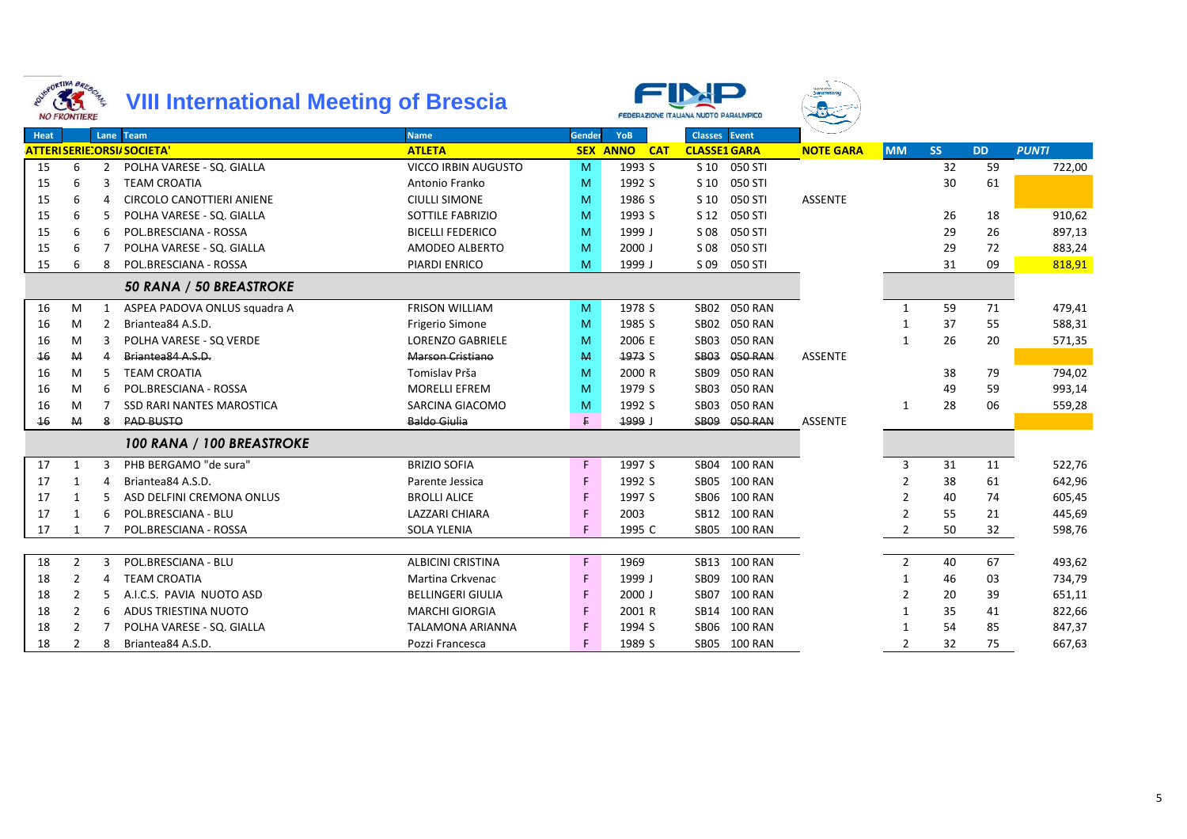# VIII International Meeting of Brescia

FEDERAZIONE ITALIANA NUOTO PARALIMPICO

| Heat | | Lane | Team | Name | Gender | YoB | | Classes | Event | | | | | |
|---|---|---|---|---|---|---|---|---|---|---|---|---|---|---|
| ATTERI | SERIE | CORSI | SOCIETA' | ATLETA | SEX | ANNO | CAT | CLASSE1 | GARA | NOTE GARA | MM | SS | DD | PUNTI |
| 15 | 6 | 2 | POLHA VARESE - SQ. GIALLA | VICCO IRBIN AUGUSTO | M | 1993 | S | S 10 | 050 STI | | | 32 | 59 | 722,00 |
| 15 | 6 | 3 | TEAM CROATIA | Antonio Franko | M | 1992 | S | S 10 | 050 STI | | | 30 | 61 | |
| 15 | 6 | 4 | CIRCOLO CANOTTIERI ANIENE | CIULLI SIMONE | M | 1986 | S | S 10 | 050 STI | ASSENTE | | | | |
| 15 | 6 | 5 | POLHA VARESE - SQ. GIALLA | SOTTILE FABRIZIO | M | 1993 | S | S 12 | 050 STI | | | 26 | 18 | 910,62 |
| 15 | 6 | 6 | POL.BRESCIANA - ROSSA | BICELLI FEDERICO | M | 1999 | J | S 08 | 050 STI | | | 29 | 26 | 897,13 |
| 15 | 6 | 7 | POLHA VARESE - SQ. GIALLA | AMODEO ALBERTO | M | 2000 | J | S 08 | 050 STI | | | 29 | 72 | 883,24 |
| 15 | 6 | 8 | POL.BRESCIANA - ROSSA | PIARDI ENRICO | M | 1999 | J | S 09 | 050 STI | | | 31 | 09 | 818,91 |
| | | | ***50 RANA / 50 BREASTROKE*** | | | | | | | | | | | |
| 16 | M | 1 | ASPEA PADOVA ONLUS squadra A | FRISON WILLIAM | M | 1978 | S | SB02 | 050 RAN | | 1 | 59 | 71 | 479,41 |
| 16 | M | 2 | Briantea84 A.S.D. | Frigerio Simone | M | 1985 | S | SB02 | 050 RAN | | 1 | 37 | 55 | 588,31 |
| 16 | M | 3 | POLHA VARESE - SQ VERDE | LORENZO GABRIELE | M | 2006 | E | SB03 | 050 RAN | | 1 | 26 | 20 | 571,35 |
| ~~16~~ | ~~M~~ | ~~4~~ | ~~Briantea84 A.S.D.~~ | ~~Marson Cristiano~~ | ~~M~~ | ~~1973~~ | S | ~~SB03~~ | ~~050 RAN~~ | ASSENTE | | | | |
| 16 | M | 5 | TEAM CROATIA | Tomislav Prša | M | 2000 | R | SB09 | 050 RAN | | | 38 | 79 | 794,02 |
| 16 | M | 6 | POL.BRESCIANA - ROSSA | MORELLI EFREM | M | 1979 | S | SB03 | 050 RAN | | | 49 | 59 | 993,14 |
| 16 | M | 7 | SSD RARI NANTES MAROSTICA | SARCINA GIACOMO | M | 1992 | S | SB03 | 050 RAN | | 1 | 28 | 06 | 559,28 |
| ~~16~~ | ~~M~~ | ~~8~~ | ~~PAD BUSTO~~ | ~~Baldo Giulia~~ | ~~F~~ | ~~1999~~ | J | ~~SB09~~ | ~~050 RAN~~ | ASSENTE | | | | |
| | | | ***100 RANA / 100 BREASTROKE*** | | | | | | | | | | | |
| 17 | 1 | 3 | PHB BERGAMO "de sura" | BRIZIO SOFIA | F | 1997 | S | SB04 | 100 RAN | | 3 | 31 | 11 | 522,76 |
| 17 | 1 | 4 | Briantea84 A.S.D. | Parente Jessica | F | 1992 | S | SB05 | 100 RAN | | 2 | 38 | 61 | 642,96 |
| 17 | 1 | 5 | ASD DELFINI CREMONA ONLUS | BROLLI ALICE | F | 1997 | S | SB06 | 100 RAN | | 2 | 40 | 74 | 605,45 |
| 17 | 1 | 6 | POL.BRESCIANA - BLU | LAZZARI CHIARA | F | 2003 | | SB12 | 100 RAN | | 2 | 55 | 21 | 445,69 |
| 17 | 1 | 7 | POL.BRESCIANA - ROSSA | SOLA YLENIA | F | 1995 | C | SB05 | 100 RAN | | 2 | 50 | 32 | 598,76 |
| | | | | | | | | | | | | | | |
| 18 | 2 | 3 | POL.BRESCIANA - BLU | ALBICINI CRISTINA | F | 1969 | | SB13 | 100 RAN | | 2 | 40 | 67 | 493,62 |
| 18 | 2 | 4 | TEAM CROATIA | Martina Crkvenac | F | 1999 | J | SB09 | 100 RAN | | 1 | 46 | 03 | 734,79 |
| 18 | 2 | 5 | A.I.C.S. PAVIA NUOTO ASD | BELLINGERI GIULIA | F | 2000 | J | SB07 | 100 RAN | | 2 | 20 | 39 | 651,11 |
| 18 | 2 | 6 | ADUS TRIESTINA NUOTO | MARCHI GIORGIA | F | 2001 | R | SB14 | 100 RAN | | 1 | 35 | 41 | 822,66 |
| 18 | 2 | 7 | POLHA VARESE - SQ. GIALLA | TALAMONA ARIANNA | F | 1994 | S | SB06 | 100 RAN | | 1 | 54 | 85 | 847,37 |
| 18 | 2 | 8 | Briantea84 A.S.D. | Pozzi Francesca | F | 1989 | S | SB05 | 100 RAN | | 2 | 32 | 75 | 667,63 |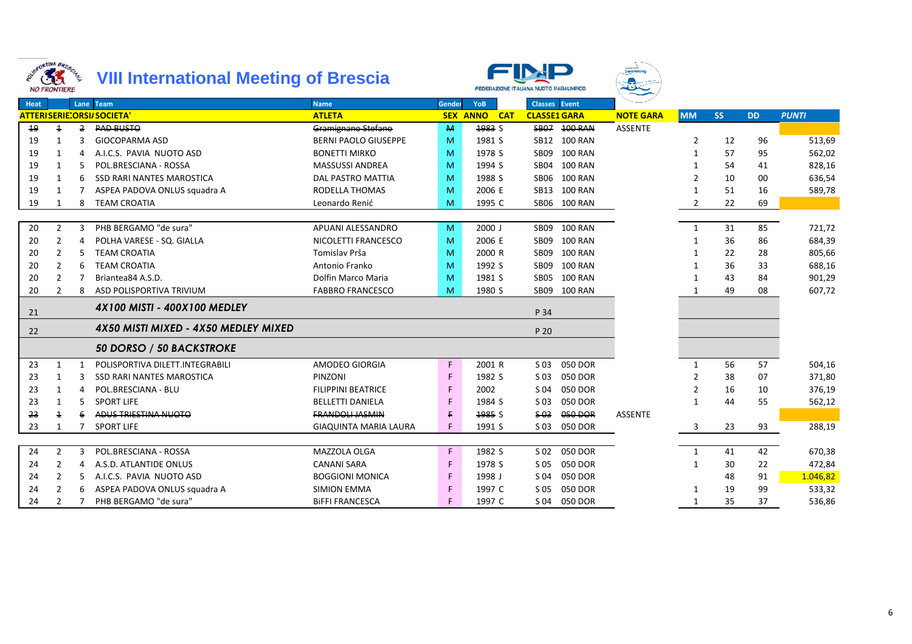# VIII International Meeting of Brescia

FEDERAZIONE ITALIANA NUOTO PARALIMPICO

| Heat | | Lane | Team | Name | Gender | YoB | | Classes | Event | | | | | |
|---|---|---|---|---|---|---|---|---|---|---|---|---|---|---|
| ATTERI | SERIE | CORSIA | SOCIETA' | ATLETA | SEX | ANNO | CAT | CLASSE | GARA | NOTE GARA | MM | SS | DD | PUNTI |
| ~~19~~ | ~~1~~ | ~~2~~ | ~~PAD BUSTO~~ | ~~Gramignano Stefano~~ | ~~M~~ | ~~1983~~ | S | ~~SB07~~ | ~~100 RAN~~ | ASSENTE | | | | |
| 19 | 1 | 3 | GIOCOPARMA ASD | BERNI PAOLO GIUSEPPE | M | 1981 | S | SB12 | 100 RAN | | 2 | 12 | 96 | 513,69 |
| 19 | 1 | 4 | A.I.C.S. PAVIA NUOTO ASD | BONETTI MIRKO | M | 1978 | S | SB09 | 100 RAN | | 1 | 57 | 95 | 562,02 |
| 19 | 1 | 5 | POL.BRESCIANA - ROSSA | MASSUSSI ANDREA | M | 1994 | S | SB04 | 100 RAN | | 1 | 54 | 41 | 828,16 |
| 19 | 1 | 6 | SSD RARI NANTES MAROSTICA | DAL PASTRO MATTIA | M | 1988 | S | SB06 | 100 RAN | | 2 | 10 | 00 | 636,54 |
| 19 | 1 | 7 | ASPEA PADOVA ONLUS squadra A | RODELLA THOMAS | M | 2006 | E | SB13 | 100 RAN | | 1 | 51 | 16 | 589,78 |
| 19 | 1 | 8 | TEAM CROATIA | Leonardo Renić | M | 1995 | C | SB06 | 100 RAN | | 2 | 22 | 69 | |
| 20 | 2 | 3 | PHB BERGAMO "de sura" | APUANI ALESSANDRO | M | 2000 | J | SB09 | 100 RAN | | 1 | 31 | 85 | 721,72 |
| 20 | 2 | 4 | POLHA VARESE - SQ. GIALLA | NICOLETTI FRANCESCO | M | 2006 | E | SB09 | 100 RAN | | 1 | 36 | 86 | 684,39 |
| 20 | 2 | 5 | TEAM CROATIA | Tomislav Prša | M | 2000 | R | SB09 | 100 RAN | | 1 | 22 | 28 | 805,66 |
| 20 | 2 | 6 | TEAM CROATIA | Antonio Franko | M | 1992 | S | SB09 | 100 RAN | | 1 | 36 | 33 | 688,16 |
| 20 | 2 | 7 | Briantea84 A.S.D. | Dolfin Marco Maria | M | 1981 | S | SB05 | 100 RAN | | 1 | 43 | 84 | 901,29 |
| 20 | 2 | 8 | ASD POLISPORTIVA TRIVIUM | FABBRO FRANCESCO | M | 1980 | S | SB09 | 100 RAN | | 1 | 49 | 08 | 607,72 |
| 21 | | | ***4X100 MISTI - 400X100 MEDLEY*** | | | | | P 34 | | | | | | |
| 22 | | | ***4X50 MISTI MIXED - 4X50 MEDLEY MIXED*** | | | | | P 20 | | | | | | |
| | | | ***50 DORSO / 50 BACKSTROKE*** | | | | | | | | | | | |
| 23 | 1 | 1 | POLISPORTIVA DILETT.INTEGRABILI | AMODEO GIORGIA | F | 2001 | R | S 03 | 050 DOR | | 1 | 56 | 57 | 504,16 |
| 23 | 1 | 3 | SSD RARI NANTES MAROSTICA | PINZONI | F | 1982 | S | S 03 | 050 DOR | | 2 | 38 | 07 | 371,80 |
| 23 | 1 | 4 | POL.BRESCIANA - BLU | FILIPPINI BEATRICE | F | 2002 | | S 04 | 050 DOR | | 2 | 16 | 10 | 376,19 |
| 23 | 1 | 5 | SPORT LIFE | BELLETTI DANIELA | F | 1984 | S | S 03 | 050 DOR | | 1 | 44 | 55 | 562,12 |
| ~~23~~ | ~~1~~ | ~~6~~ | ~~ADUS TRIESTINA NUOTO~~ | ~~FRANDOLI JASMIN~~ | ~~F~~ | ~~1985~~ | S | ~~S 03~~ | ~~050 DOR~~ | ASSENTE | | | | |
| 23 | 1 | 7 | SPORT LIFE | GIAQUINTA MARIA LAURA | F | 1991 | S | S 03 | 050 DOR | | 3 | 23 | 93 | 288,19 |
| 24 | 2 | 3 | POL.BRESCIANA - ROSSA | MAZZOLA OLGA | F | 1982 | S | S 02 | 050 DOR | | 1 | 41 | 42 | 670,38 |
| 24 | 2 | 4 | A.S.D. ATLANTIDE ONLUS | CANANI SARA | F | 1978 | S | S 05 | 050 DOR | | 1 | 30 | 22 | 472,84 |
| 24 | 2 | 5 | A.I.C.S. PAVIA NUOTO ASD | BOGGIONI MONICA | F | 1998 | J | S 04 | 050 DOR | | | 48 | 91 | 1.046,82 |
| 24 | 2 | 6 | ASPEA PADOVA ONLUS squadra A | SIMION EMMA | F | 1997 | C | S 05 | 050 DOR | | 1 | 19 | 99 | 533,32 |
| 24 | 2 | 7 | PHB BERGAMO "de sura" | BIFFI FRANCESCA | F | 1997 | C | S 04 | 050 DOR | | 1 | 35 | 37 | 536,86 |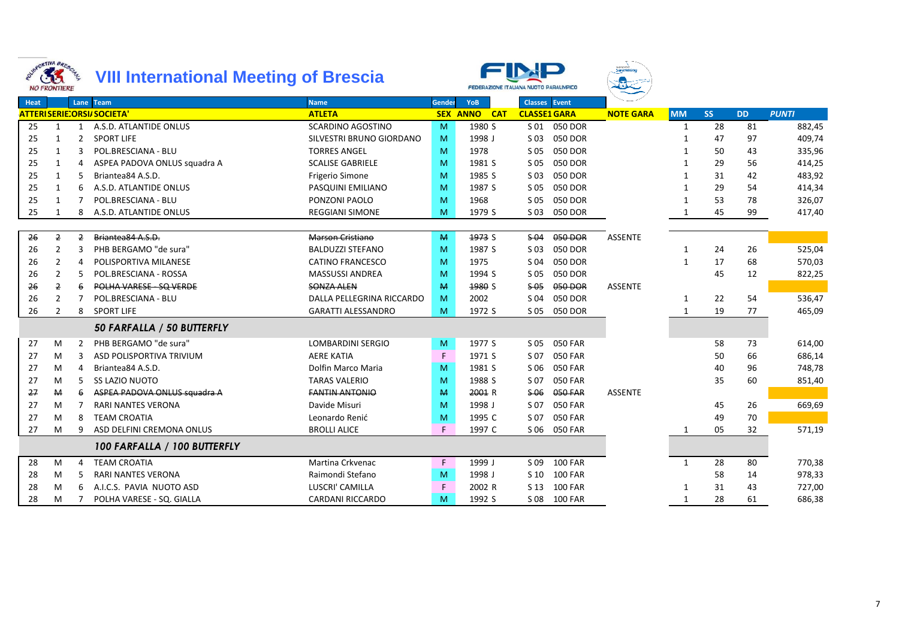# VIII International Meeting of Brescia

| Heat | | Lane | Team | Name | Gender | YoB | | Classes | Event | | | | | |
|---|---|---|---|---|---|---|---|---|---|---|---|---|---|---|
| ATTERI | SERIE | CORSI | SOCIETA' | ATLETA | SEX | ANNO | CAT | CLASSE | GARA | NOTE GARA | MM | SS | DD | PUNTI |
| 25 | 1 | 1 | A.S.D. ATLANTIDE ONLUS | SCARDINO AGOSTINO | M | 1980 | S | S 01 | 050 DOR | | 1 | 28 | 81 | 882,45 |
| 25 | 1 | 2 | SPORT LIFE | SILVESTRI BRUNO GIORDANO | M | 1998 | J | S 03 | 050 DOR | | 1 | 47 | 97 | 409,74 |
| 25 | 1 | 3 | POL.BRESCIANA - BLU | TORRES ANGEL | M | 1978 | | S 05 | 050 DOR | | 1 | 50 | 43 | 335,96 |
| 25 | 1 | 4 | ASPEA PADOVA ONLUS squadra A | SCALISE GABRIELE | M | 1981 | S | S 05 | 050 DOR | | 1 | 29 | 56 | 414,25 |
| 25 | 1 | 5 | Briantea84 A.S.D. | Frigerio Simone | M | 1985 | S | S 03 | 050 DOR | | 1 | 31 | 42 | 483,92 |
| 25 | 1 | 6 | A.S.D. ATLANTIDE ONLUS | PASQUINI EMILIANO | M | 1987 | S | S 05 | 050 DOR | | 1 | 29 | 54 | 414,34 |
| 25 | 1 | 7 | POL.BRESCIANA - BLU | PONZONI PAOLO | M | 1968 | | S 05 | 050 DOR | | 1 | 53 | 78 | 326,07 |
| 25 | 1 | 8 | A.S.D. ATLANTIDE ONLUS | REGGIANI SIMONE | M | 1979 | S | S 03 | 050 DOR | | 1 | 45 | 99 | 417,40 |
| ~~26~~ | ~~2~~ | ~~2~~ | ~~Briantea84 A.S.D.~~ | ~~Marson Cristiano~~ | ~~M~~ | ~~1973~~ | S | ~~S 04~~ | ~~050 DOR~~ | ASSENTE | | | | |
| 26 | 2 | 3 | PHB BERGAMO "de sura" | BALDUZZI STEFANO | M | 1987 | S | S 03 | 050 DOR | | 1 | 24 | 26 | 525,04 |
| 26 | 2 | 4 | POLISPORTIVA MILANESE | CATINO FRANCESCO | M | 1975 | | S 04 | 050 DOR | | 1 | 17 | 68 | 570,03 |
| 26 | 2 | 5 | POL.BRESCIANA - ROSSA | MASSUSSI ANDREA | M | 1994 | S | S 05 | 050 DOR | | | 45 | 12 | 822,25 |
| ~~26~~ | ~~2~~ | ~~6~~ | ~~POLHA VARESE - SQ VERDE~~ | ~~SONZA ALEN~~ | ~~M~~ | ~~1980~~ | S | ~~S 05~~ | ~~050 DOR~~ | ASSENTE | | | | |
| 26 | 2 | 7 | POL.BRESCIANA - BLU | DALLA PELLEGRINA RICCARDO | M | 2002 | | S 04 | 050 DOR | | 1 | 22 | 54 | 536,47 |
| 26 | 2 | 8 | SPORT LIFE | GARATTI ALESSANDRO | M | 1972 | S | S 05 | 050 DOR | | 1 | 19 | 77 | 465,09 |
| | | | ***50 FARFALLA / 50 BUTTERFLY*** | | | | | | | | | | | |
| 27 | M | 2 | PHB BERGAMO "de sura" | LOMBARDINI SERGIO | M | 1977 | S | S 05 | 050 FAR | | | 58 | 73 | 614,00 |
| 27 | M | 3 | ASD POLISPORTIVA TRIVIUM | AERE KATIA | F | 1971 | S | S 07 | 050 FAR | | | 50 | 66 | 686,14 |
| 27 | M | 4 | Briantea84 A.S.D. | Dolfin Marco Maria | M | 1981 | S | S 06 | 050 FAR | | | 40 | 96 | 748,78 |
| 27 | M | 5 | SS LAZIO NUOTO | TARAS VALERIO | M | 1988 | S | S 07 | 050 FAR | | | 35 | 60 | 851,40 |
| ~~27~~ | ~~M~~ | ~~6~~ | ~~ASPEA PADOVA ONLUS squadra A~~ | ~~FANTIN ANTONIO~~ | ~~M~~ | ~~2001~~ | R | ~~S 06~~ | ~~050 FAR~~ | ASSENTE | | | | |
| 27 | M | 7 | RARI NANTES VERONA | Davide Misuri | M | 1998 | J | S 07 | 050 FAR | | | 45 | 26 | 669,69 |
| 27 | M | 8 | TEAM CROATIA | Leonardo Renić | M | 1995 | C | S 07 | 050 FAR | | | 49 | 70 | |
| 27 | M | 9 | ASD DELFINI CREMONA ONLUS | BROLLI ALICE | F | 1997 | C | S 06 | 050 FAR | | 1 | 05 | 32 | 571,19 |
| | | | ***100 FARFALLA / 100 BUTTERFLY*** | | | | | | | | | | | |
| 28 | M | 4 | TEAM CROATIA | Martina Crkvenac | F | 1999 | J | S 09 | 100 FAR | | 1 | 28 | 80 | 770,38 |
| 28 | M | 5 | RARI NANTES VERONA | Raimondi Stefano | M | 1998 | J | S 10 | 100 FAR | | | 58 | 14 | 978,33 |
| 28 | M | 6 | A.I.C.S. PAVIA NUOTO ASD | LUSCRI' CAMILLA | F | 2002 | R | S 13 | 100 FAR | | 1 | 31 | 43 | 727,00 |
| 28 | M | 7 | POLHA VARESE - SQ. GIALLA | CARDANI RICCARDO | M | 1992 | S | S 08 | 100 FAR | | 1 | 28 | 61 | 686,38 |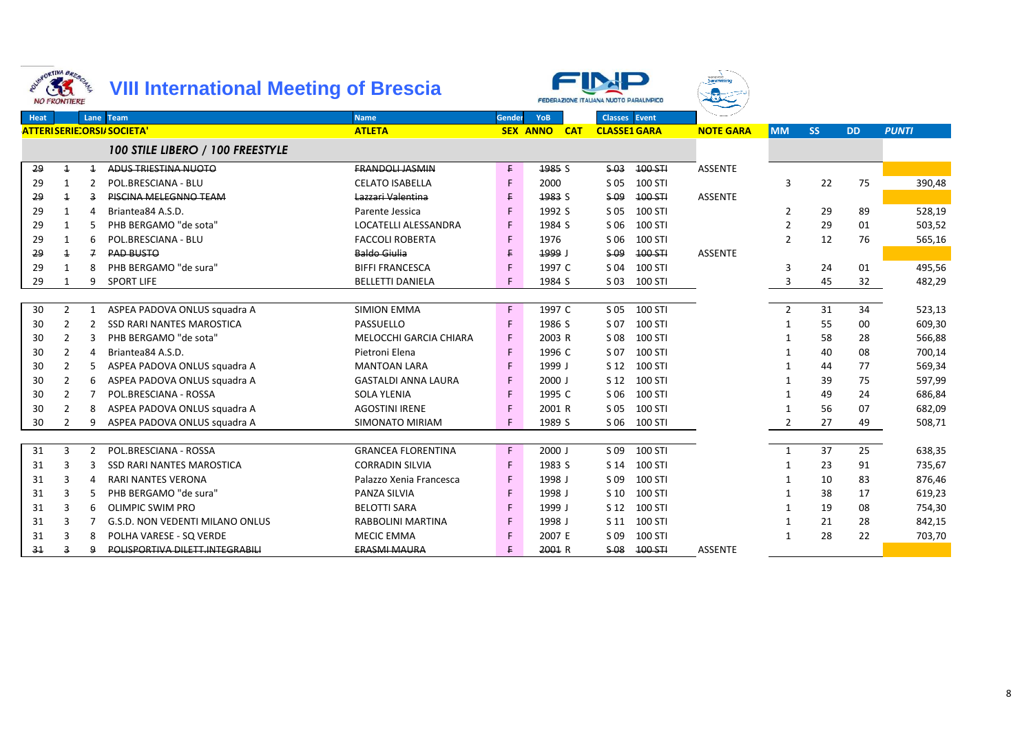# VIII International Meeting of Brescia

| Heat | | Lane | Team | Name | Gender | YoB | | Classes | Event | | | | | |
|---|---|---|---|---|---|---|---|---|---|---|---|---|---|---|
| ATTERI | SERIE | CORSIA | SOCIETA' | ATLETA | SEX | ANNO | CAT | CLASSE | GARA | NOTE GARA | MM | SS | DD | PUNTI |
| | | | *100 STILE LIBERO / 100 FREESTYLE* | | | | | | | | | | | |
| ~~29~~ | ~~1~~ | ~~1~~ | ~~ADUS TRIESTINA NUOTO~~ | ~~FRANDOLI JASMIN~~ | ~~F~~ | ~~1985~~ | S | ~~S 03~~ | ~~100 STI~~ | ASSENTE | | | | |
| 29 | 1 | 2 | POL.BRESCIANA - BLU | CELATO ISABELLA | F | 2000 | | S 05 | 100 STI | | 3 | 22 | 75 | 390,48 |
| ~~29~~ | ~~1~~ | ~~3~~ | ~~PISCINA MELEGNNO TEAM~~ | ~~Lazzari Valentina~~ | ~~F~~ | ~~1983~~ | S | ~~S 09~~ | ~~100 STI~~ | ASSENTE | | | | |
| 29 | 1 | 4 | Briantea84 A.S.D. | Parente Jessica | F | 1992 | S | S 05 | 100 STI | | 2 | 29 | 89 | 528,19 |
| 29 | 1 | 5 | PHB BERGAMO "de sota" | LOCATELLI ALESSANDRA | F | 1984 | S | S 06 | 100 STI | | 2 | 29 | 01 | 503,52 |
| 29 | 1 | 6 | POL.BRESCIANA - BLU | FACCOLI ROBERTA | F | 1976 | | S 06 | 100 STI | | 2 | 12 | 76 | 565,16 |
| ~~29~~ | ~~1~~ | ~~7~~ | ~~PAD BUSTO~~ | ~~Baldo Giulia~~ | ~~F~~ | ~~1999~~ | J | ~~S 09~~ | ~~100 STI~~ | ASSENTE | | | | |
| 29 | 1 | 8 | PHB BERGAMO "de sura" | BIFFI FRANCESCA | F | 1997 | C | S 04 | 100 STI | | 3 | 24 | 01 | 495,56 |
| 29 | 1 | 9 | SPORT LIFE | BELLETTI DANIELA | F | 1984 | S | S 03 | 100 STI | | 3 | 45 | 32 | 482,29 |
| 30 | 2 | 1 | ASPEA PADOVA ONLUS squadra A | SIMION EMMA | F | 1997 | C | S 05 | 100 STI | | 2 | 31 | 34 | 523,13 |
| 30 | 2 | 2 | SSD RARI NANTES MAROSTICA | PASSUELLO | F | 1986 | S | S 07 | 100 STI | | 1 | 55 | 00 | 609,30 |
| 30 | 2 | 3 | PHB BERGAMO "de sota" | MELOCCHI GARCIA CHIARA | F | 2003 | R | S 08 | 100 STI | | 1 | 58 | 28 | 566,88 |
| 30 | 2 | 4 | Briantea84 A.S.D. | Pietroni Elena | F | 1996 | C | S 07 | 100 STI | | 1 | 40 | 08 | 700,14 |
| 30 | 2 | 5 | ASPEA PADOVA ONLUS squadra A | MANTOAN LARA | F | 1999 | J | S 12 | 100 STI | | 1 | 44 | 77 | 569,34 |
| 30 | 2 | 6 | ASPEA PADOVA ONLUS squadra A | GASTALDI ANNA LAURA | F | 2000 | J | S 12 | 100 STI | | 1 | 39 | 75 | 597,99 |
| 30 | 2 | 7 | POL.BRESCIANA - ROSSA | SOLA YLENIA | F | 1995 | C | S 06 | 100 STI | | 1 | 49 | 24 | 686,84 |
| 30 | 2 | 8 | ASPEA PADOVA ONLUS squadra A | AGOSTINI IRENE | F | 2001 | R | S 05 | 100 STI | | 1 | 56 | 07 | 682,09 |
| 30 | 2 | 9 | ASPEA PADOVA ONLUS squadra A | SIMONATO MIRIAM | F | 1989 | S | S 06 | 100 STI | | 2 | 27 | 49 | 508,71 |
| 31 | 3 | 2 | POL.BRESCIANA - ROSSA | GRANCEA FLORENTINA | F | 2000 | J | S 09 | 100 STI | | 1 | 37 | 25 | 638,35 |
| 31 | 3 | 3 | SSD RARI NANTES MAROSTICA | CORRADIN SILVIA | F | 1983 | S | S 14 | 100 STI | | 1 | 23 | 91 | 735,67 |
| 31 | 3 | 4 | RARI NANTES VERONA | Palazzo Xenia Francesca | F | 1998 | J | S 09 | 100 STI | | 1 | 10 | 83 | 876,46 |
| 31 | 3 | 5 | PHB BERGAMO "de sura" | PANZA SILVIA | F | 1998 | J | S 10 | 100 STI | | 1 | 38 | 17 | 619,23 |
| 31 | 3 | 6 | OLIMPIC SWIM PRO | BELOTTI SARA | F | 1999 | J | S 12 | 100 STI | | 1 | 19 | 08 | 754,30 |
| 31 | 3 | 7 | G.S.D. NON VEDENTI MILANO ONLUS | RABBOLINI MARTINA | F | 1998 | J | S 11 | 100 STI | | 1 | 21 | 28 | 842,15 |
| 31 | 3 | 8 | POLHA VARESE - SQ VERDE | MECIC EMMA | F | 2007 | E | S 09 | 100 STI | | 1 | 28 | 22 | 703,70 |
| ~~31~~ | ~~3~~ | ~~9~~ | ~~POLISPORTIVA DILETT.INTEGRABILI~~ | ~~ERASMI MAURA~~ | ~~F~~ | ~~2001~~ | R | ~~S 08~~ | ~~100 STI~~ | ASSENTE | | | | |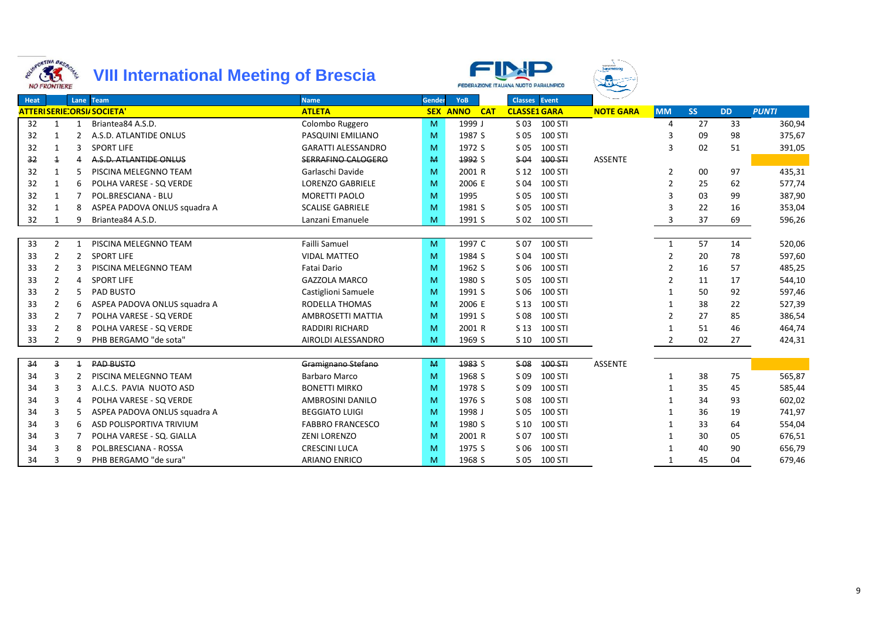# VIII International Meeting of Brescia

| Heat | | Lane | Team | Name | Gender | YoB | | Classes | Event | | | | | |
|---|---|---|---|---|---|---|---|---|---|---|---|---|---|---|
| ATTERIE | SERIE | CORSIA | SOCIETA' | ATLETA | SEX | ANNO | CAT | CLASSE1 | GARA | NOTE GARA | MM | SS | DD | PUNTI |
| 32 | 1 | 1 | Briantea84 A.S.D. | Colombo Ruggero | M | 1999 | J | S 03 | 100 STI | | 4 | 27 | 33 | 360,94 |
| 32 | 1 | 2 | A.S.D. ATLANTIDE ONLUS | PASQUINI EMILIANO | M | 1987 | S | S 05 | 100 STI | | 3 | 09 | 98 | 375,67 |
| 32 | 1 | 3 | SPORT LIFE | GARATTI ALESSANDRO | M | 1972 | S | S 05 | 100 STI | | 3 | 02 | 51 | 391,05 |
| ~~32~~ | ~~1~~ | 4 | ~~A.S.D. ATLANTIDE ONLUS~~ | ~~SERRAFINO CALOGERO~~ | ~~M~~ | ~~1992~~ | S | ~~S 04~~ | ~~100 STI~~ | ASSENTE | | | | |
| 32 | 1 | 5 | PISCINA MELEGNNO TEAM | Garlaschi Davide | M | 2001 | R | S 12 | 100 STI | | 2 | 00 | 97 | 435,31 |
| 32 | 1 | 6 | POLHA VARESE - SQ VERDE | LORENZO GABRIELE | M | 2006 | E | S 04 | 100 STI | | 2 | 25 | 62 | 577,74 |
| 32 | 1 | 7 | POL.BRESCIANA - BLU | MORETTI PAOLO | M | 1995 | | S 05 | 100 STI | | 3 | 03 | 99 | 387,90 |
| 32 | 1 | 8 | ASPEA PADOVA ONLUS squadra A | SCALISE GABRIELE | M | 1981 | S | S 05 | 100 STI | | 3 | 22 | 16 | 353,04 |
| 32 | 1 | 9 | Briantea84 A.S.D. | Lanzani Emanuele | M | 1991 | S | S 02 | 100 STI | | 3 | 37 | 69 | 596,26 |
| 33 | 2 | 1 | PISCINA MELEGNNO TEAM | Failli Samuel | M | 1997 | C | S 07 | 100 STI | | 1 | 57 | 14 | 520,06 |
| 33 | 2 | 2 | SPORT LIFE | VIDAL MATTEO | M | 1984 | S | S 04 | 100 STI | | 2 | 20 | 78 | 597,60 |
| 33 | 2 | 3 | PISCINA MELEGNNO TEAM | Fatai Dario | M | 1962 | S | S 06 | 100 STI | | 2 | 16 | 57 | 485,25 |
| 33 | 2 | 4 | SPORT LIFE | GAZZOLA MARCO | M | 1980 | S | S 05 | 100 STI | | 2 | 11 | 17 | 544,10 |
| 33 | 2 | 5 | PAD BUSTO | Castiglioni Samuele | M | 1991 | S | S 06 | 100 STI | | 1 | 50 | 92 | 597,46 |
| 33 | 2 | 6 | ASPEA PADOVA ONLUS squadra A | RODELLA THOMAS | M | 2006 | E | S 13 | 100 STI | | 1 | 38 | 22 | 527,39 |
| 33 | 2 | 7 | POLHA VARESE - SQ VERDE | AMBROSETTI MATTIA | M | 1991 | S | S 08 | 100 STI | | 2 | 27 | 85 | 386,54 |
| 33 | 2 | 8 | POLHA VARESE - SQ VERDE | RADDIRI RICHARD | M | 2001 | R | S 13 | 100 STI | | 1 | 51 | 46 | 464,74 |
| 33 | 2 | 9 | PHB BERGAMO "de sota" | AIROLDI ALESSANDRO | M | 1969 | S | S 10 | 100 STI | | 2 | 02 | 27 | 424,31 |
| ~~34~~ | ~~3~~ | ~~1~~ | ~~PAD BUSTO~~ | ~~Gramignano Stefano~~ | ~~M~~ | ~~1983~~ | S | ~~S 08~~ | ~~100 STI~~ | ASSENTE | | | | |
| 34 | 3 | 2 | PISCINA MELEGNNO TEAM | Barbaro Marco | M | 1968 | S | S 09 | 100 STI | | 1 | 38 | 75 | 565,87 |
| 34 | 3 | 3 | A.I.C.S. PAVIA NUOTO ASD | BONETTI MIRKO | M | 1978 | S | S 09 | 100 STI | | 1 | 35 | 45 | 585,44 |
| 34 | 3 | 4 | POLHA VARESE - SQ VERDE | AMBROSINI DANILO | M | 1976 | S | S 08 | 100 STI | | 1 | 34 | 93 | 602,02 |
| 34 | 3 | 5 | ASPEA PADOVA ONLUS squadra A | BEGGIATO LUIGI | M | 1998 | J | S 05 | 100 STI | | 1 | 36 | 19 | 741,97 |
| 34 | 3 | 6 | ASD POLISPORTIVA TRIVIUM | FABBRO FRANCESCO | M | 1980 | S | S 10 | 100 STI | | 1 | 33 | 64 | 554,04 |
| 34 | 3 | 7 | POLHA VARESE - SQ. GIALLA | ZENI LORENZO | M | 2001 | R | S 07 | 100 STI | | 1 | 30 | 05 | 676,51 |
| 34 | 3 | 8 | POL.BRESCIANA - ROSSA | CRESCINI LUCA | M | 1975 | S | S 06 | 100 STI | | 1 | 40 | 90 | 656,79 |
| 34 | 3 | 9 | PHB BERGAMO "de sura" | ARIANO ENRICO | M | 1968 | S | S 05 | 100 STI | | 1 | 45 | 04 | 679,46 |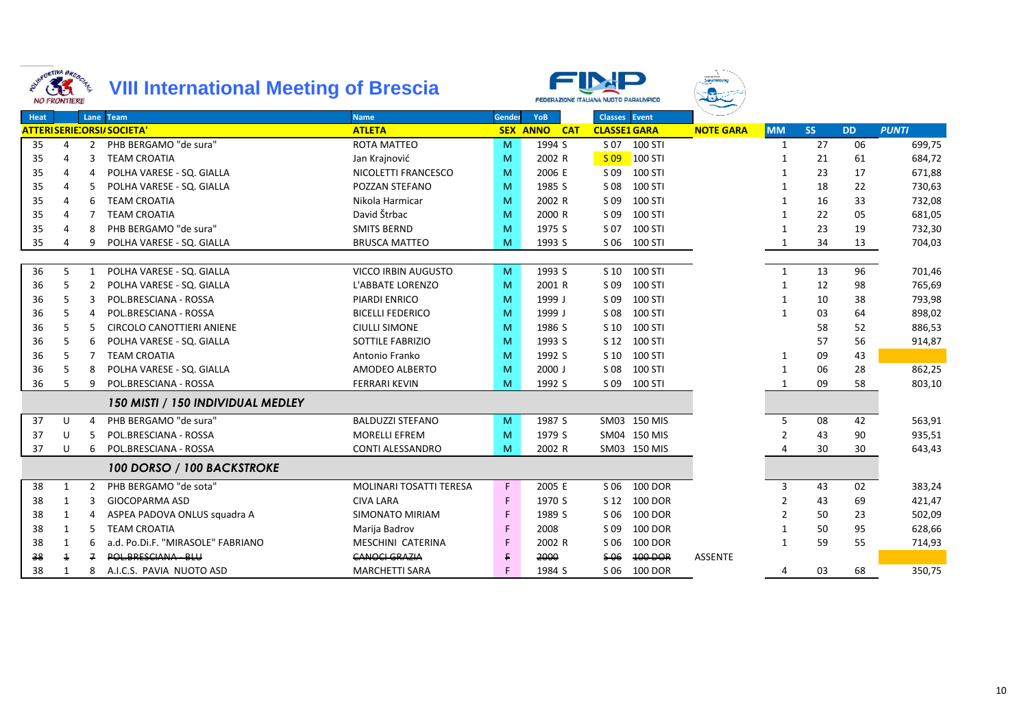# VIII International Meeting of Brescia

| Heat | | Lane | Team | Name | Gender | YoB | | Classes | Event | | | | | |
|---|---|---|---|---|---|---|---|---|---|---|---|---|---|---|
| ATTERI | SERIE | CORSIA | SOCIETA' | ATLETA | SEX | ANNO | CAT | CLASSE | GARA | NOTE GARA | MM | SS | DD | PUNTI |
| 35 | 4 | 2 | PHB BERGAMO "de sura" | ROTA MATTEO | M | 1994 | S | S 07 | 100 STI | | 1 | 27 | 06 | 699,75 |
| 35 | 4 | 3 | TEAM CROATIA | Jan Krajnović | M | 2002 | R | S 09 | 100 STI | | 1 | 21 | 61 | 684,72 |
| 35 | 4 | 4 | POLHA VARESE - SQ. GIALLA | NICOLETTI FRANCESCO | M | 2006 | E | S 09 | 100 STI | | 1 | 23 | 17 | 671,88 |
| 35 | 4 | 5 | POLHA VARESE - SQ. GIALLA | POZZAN STEFANO | M | 1985 | S | S 08 | 100 STI | | 1 | 18 | 22 | 730,63 |
| 35 | 4 | 6 | TEAM CROATIA | Nikola Harmicar | M | 2002 | R | S 09 | 100 STI | | 1 | 16 | 33 | 732,08 |
| 35 | 4 | 7 | TEAM CROATIA | David Štrbac | M | 2000 | R | S 09 | 100 STI | | 1 | 22 | 05 | 681,05 |
| 35 | 4 | 8 | PHB BERGAMO "de sura" | SMITS BERND | M | 1975 | S | S 07 | 100 STI | | 1 | 23 | 19 | 732,30 |
| 35 | 4 | 9 | POLHA VARESE - SQ. GIALLA | BRUSCA MATTEO | M | 1993 | S | S 06 | 100 STI | | 1 | 34 | 13 | 704,03 |
| | | | | | | | | | | | | | | |
| 36 | 5 | 1 | POLHA VARESE - SQ. GIALLA | VICCO IRBIN AUGUSTO | M | 1993 | S | S 10 | 100 STI | | 1 | 13 | 96 | 701,46 |
| 36 | 5 | 2 | POLHA VARESE - SQ. GIALLA | L'ABBATE LORENZO | M | 2001 | R | S 09 | 100 STI | | 1 | 12 | 98 | 765,69 |
| 36 | 5 | 3 | POL.BRESCIANA - ROSSA | PIARDI ENRICO | M | 1999 | J | S 09 | 100 STI | | 1 | 10 | 38 | 793,98 |
| 36 | 5 | 4 | POL.BRESCIANA - ROSSA | BICELLI FEDERICO | M | 1999 | J | S 08 | 100 STI | | 1 | 03 | 64 | 898,02 |
| 36 | 5 | 5 | CIRCOLO CANOTTIERI ANIENE | CIULLI SIMONE | M | 1986 | S | S 10 | 100 STI | | | 58 | 52 | 886,53 |
| 36 | 5 | 6 | POLHA VARESE - SQ. GIALLA | SOTTILE FABRIZIO | M | 1993 | S | S 12 | 100 STI | | | 57 | 56 | 914,87 |
| 36 | 5 | 7 | TEAM CROATIA | Antonio Franko | M | 1992 | S | S 10 | 100 STI | | 1 | 09 | 43 | |
| 36 | 5 | 8 | POLHA VARESE - SQ. GIALLA | AMODEO ALBERTO | M | 2000 | J | S 08 | 100 STI | | 1 | 06 | 28 | 862,25 |
| 36 | 5 | 9 | POL.BRESCIANA - ROSSA | FERRARI KEVIN | M | 1992 | S | S 09 | 100 STI | | 1 | 09 | 58 | 803,10 |
| | | | ***150 MISTI / 150 INDIVIDUAL MEDLEY*** | | | | | | | | | | | |
| 37 | U | 4 | PHB BERGAMO "de sura" | BALDUZZI STEFANO | M | 1987 | S | SM03 | 150 MIS | | 5 | 08 | 42 | 563,91 |
| 37 | U | 5 | POL.BRESCIANA - ROSSA | MORELLI EFREM | M | 1979 | S | SM04 | 150 MIS | | 2 | 43 | 90 | 935,51 |
| 37 | U | 6 | POL.BRESCIANA - ROSSA | CONTI ALESSANDRO | M | 2002 | R | SM03 | 150 MIS | | 4 | 30 | 30 | 643,43 |
| | | | ***100 DORSO / 100 BACKSTROKE*** | | | | | | | | | | | |
| 38 | 1 | 2 | PHB BERGAMO "de sota" | MOLINARI TOSATTI TERESA | F | 2005 | E | S 06 | 100 DOR | | 3 | 43 | 02 | 383,24 |
| 38 | 1 | 3 | GIOCOPARMA ASD | CIVA LARA | F | 1970 | S | S 12 | 100 DOR | | 2 | 43 | 69 | 421,47 |
| 38 | 1 | 4 | ASPEA PADOVA ONLUS squadra A | SIMONATO MIRIAM | F | 1989 | S | S 06 | 100 DOR | | 2 | 50 | 23 | 502,09 |
| 38 | 1 | 5 | TEAM CROATIA | Marija Badrov | F | 2008 | | S 09 | 100 DOR | | 1 | 50 | 95 | 628,66 |
| 38 | 1 | 6 | a.d. Po.Di.F. "MIRASOLE" FABRIANO | MESCHINI CATERINA | F | 2002 | R | S 06 | 100 DOR | | 1 | 59 | 55 | 714,93 |
| ~~38~~ | ~~1~~ | ~~7~~ | ~~POL.BRESCIANA - BLU~~ | ~~CANOCI GRAZIA~~ | ~~F~~ | ~~2000~~ | | ~~S 06~~ | ~~100 DOR~~ | ASSENTE | | | | |
| 38 | 1 | 8 | A.I.C.S. PAVIA NUOTO ASD | MARCHETTI SARA | F | 1984 | S | S 06 | 100 DOR | | 4 | 03 | 68 | 350,75 |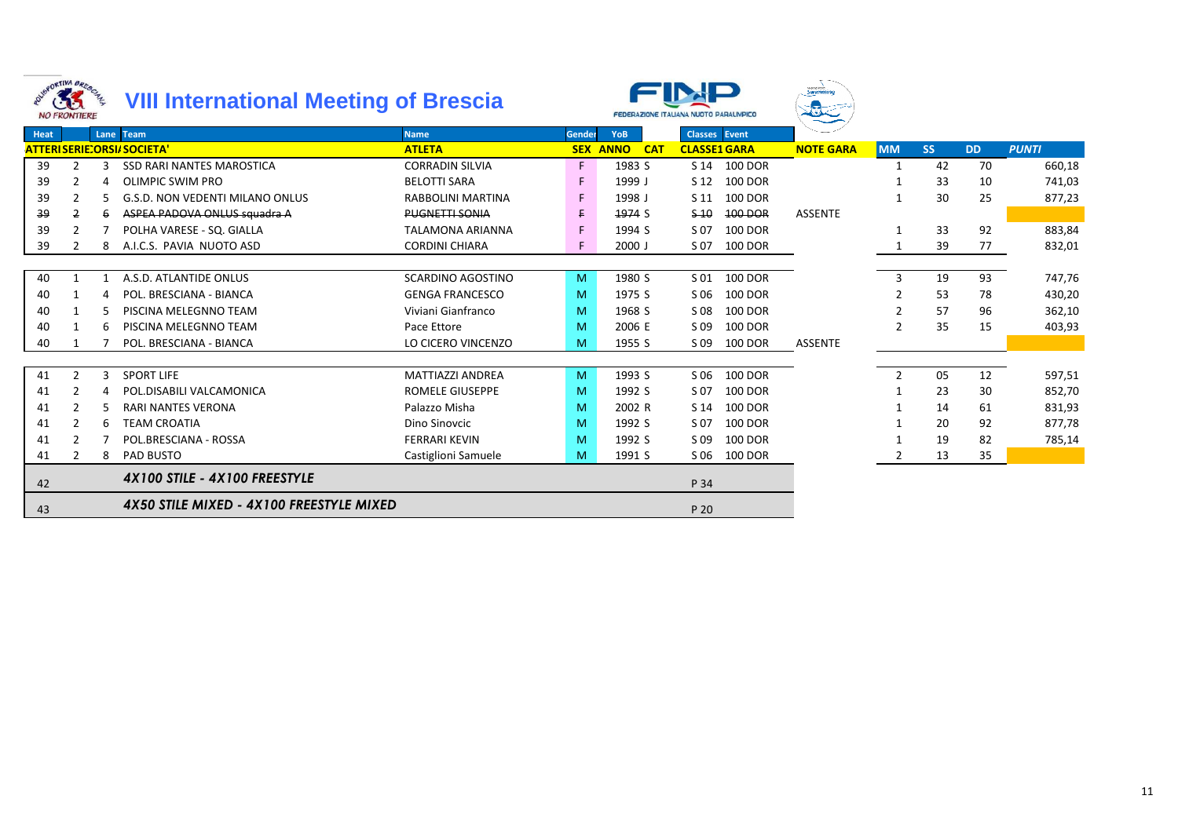# VIII International Meeting of Brescia

| Heat | | Lane | Team | Name | Gender | YoB | | Classes | Event | | | | | |
|---|---|---|---|---|---|---|---|---|---|---|---|---|---|---|
| ATTERI | SERIE | CORSIA | SOCIETA' | ATLETA | SEX | ANNO | CAT | CLASSE | GARA | NOTE GARA | MM | SS | DD | PUNTI |
| 39 | 2 | 3 | SSD RARI NANTES MAROSTICA | CORRADIN SILVIA | F | 1983 | S | S 14 | 100 DOR | | 1 | 42 | 70 | 660,18 |
| 39 | 2 | 4 | OLIMPIC SWIM PRO | BELOTTI SARA | F | 1999 | J | S 12 | 100 DOR | | 1 | 33 | 10 | 741,03 |
| 39 | 2 | 5 | G.S.D. NON VEDENTI MILANO ONLUS | RABBOLINI MARTINA | F | 1998 | J | S 11 | 100 DOR | | 1 | 30 | 25 | 877,23 |
| ~~39~~ | ~~2~~ | ~~6~~ | ~~ASPEA PADOVA ONLUS squadra A~~ | ~~PUGNETTI SONIA~~ | ~~F~~ | ~~1974~~ | S | ~~S 10~~ | ~~100 DOR~~ | ASSENTE | | | | |
| 39 | 2 | 7 | POLHA VARESE - SQ. GIALLA | TALAMONA ARIANNA | F | 1994 | S | S 07 | 100 DOR | | 1 | 33 | 92 | 883,84 |
| 39 | 2 | 8 | A.I.C.S. PAVIA NUOTO ASD | CORDINI CHIARA | F | 2000 | J | S 07 | 100 DOR | | 1 | 39 | 77 | 832,01 |
| 40 | 1 | 1 | A.S.D. ATLANTIDE ONLUS | SCARDINO AGOSTINO | M | 1980 | S | S 01 | 100 DOR | | 3 | 19 | 93 | 747,76 |
| 40 | 1 | 4 | POL. BRESCIANA - BIANCA | GENGA FRANCESCO | M | 1975 | S | S 06 | 100 DOR | | 2 | 53 | 78 | 430,20 |
| 40 | 1 | 5 | PISCINA MELEGNNO TEAM | Viviani Gianfranco | M | 1968 | S | S 08 | 100 DOR | | 2 | 57 | 96 | 362,10 |
| 40 | 1 | 6 | PISCINA MELEGNNO TEAM | Pace Ettore | M | 2006 | E | S 09 | 100 DOR | | 2 | 35 | 15 | 403,93 |
| 40 | 1 | 7 | POL. BRESCIANA - BIANCA | LO CICERO VINCENZO | M | 1955 | S | S 09 | 100 DOR | ASSENTE | | | | |
| 41 | 2 | 3 | SPORT LIFE | MATTIAZZI ANDREA | M | 1993 | S | S 06 | 100 DOR | | 2 | 05 | 12 | 597,51 |
| 41 | 2 | 4 | POL.DISABILI VALCAMONICA | ROMELE GIUSEPPE | M | 1992 | S | S 07 | 100 DOR | | 1 | 23 | 30 | 852,70 |
| 41 | 2 | 5 | RARI NANTES VERONA | Palazzo Misha | M | 2002 | R | S 14 | 100 DOR | | 1 | 14 | 61 | 831,93 |
| 41 | 2 | 6 | TEAM CROATIA | Dino Sinovcic | M | 1992 | S | S 07 | 100 DOR | | 1 | 20 | 92 | 877,78 |
| 41 | 2 | 7 | POL.BRESCIANA - ROSSA | FERRARI KEVIN | M | 1992 | S | S 09 | 100 DOR | | 1 | 19 | 82 | 785,14 |
| 41 | 2 | 8 | PAD BUSTO | Castiglioni Samuele | M | 1991 | S | S 06 | 100 DOR | | 2 | 13 | 35 | |
| 42 | | | *4X100 STILE - 4X100 FREESTYLE* | | | | | P 34 | | | | | | |
| 43 | | | *4X50 STILE MIXED - 4X100 FREESTYLE MIXED* | | | | | P 20 | | | | | | |